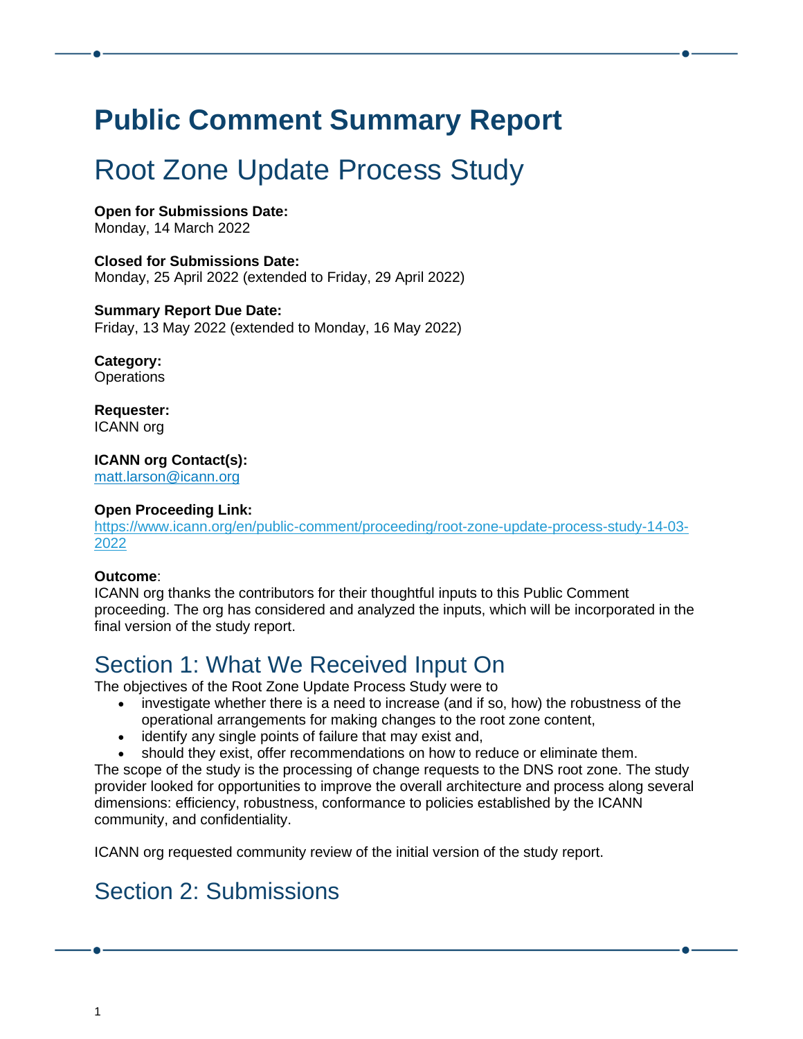# Public Comment Summary Report

## Root Zone Update Process Study

**Open for Submissions Date:**
Monday, 14 March 2022

**Closed for Submissions Date:**
Monday, 25 April 2022 (extended to Friday, 29 April 2022)

**Summary Report Due Date:**
Friday, 13 May 2022 (extended to Monday, 16 May 2022)

**Category:**
Operations

**Requester:**
ICANN org

**ICANN org Contact(s):**
matt.larson@icann.org

**Open Proceeding Link:**
https://www.icann.org/en/public-comment/proceeding/root-zone-update-process-study-14-03-2022

**Outcome**:
ICANN org thanks the contributors for their thoughtful inputs to this Public Comment proceeding. The org has considered and analyzed the inputs, which will be incorporated in the final version of the study report.

## Section 1: What We Received Input On

The objectives of the Root Zone Update Process Study were to

- investigate whether there is a need to increase (and if so, how) the robustness of the operational arrangements for making changes to the root zone content,
- identify any single points of failure that may exist and,
- should they exist, offer recommendations on how to reduce or eliminate them.

The scope of the study is the processing of change requests to the DNS root zone. The study provider looked for opportunities to improve the overall architecture and process along several dimensions: efficiency, robustness, conformance to policies established by the ICANN community, and confidentiality.

ICANN org requested community review of the initial version of the study report.

## Section 2: Submissions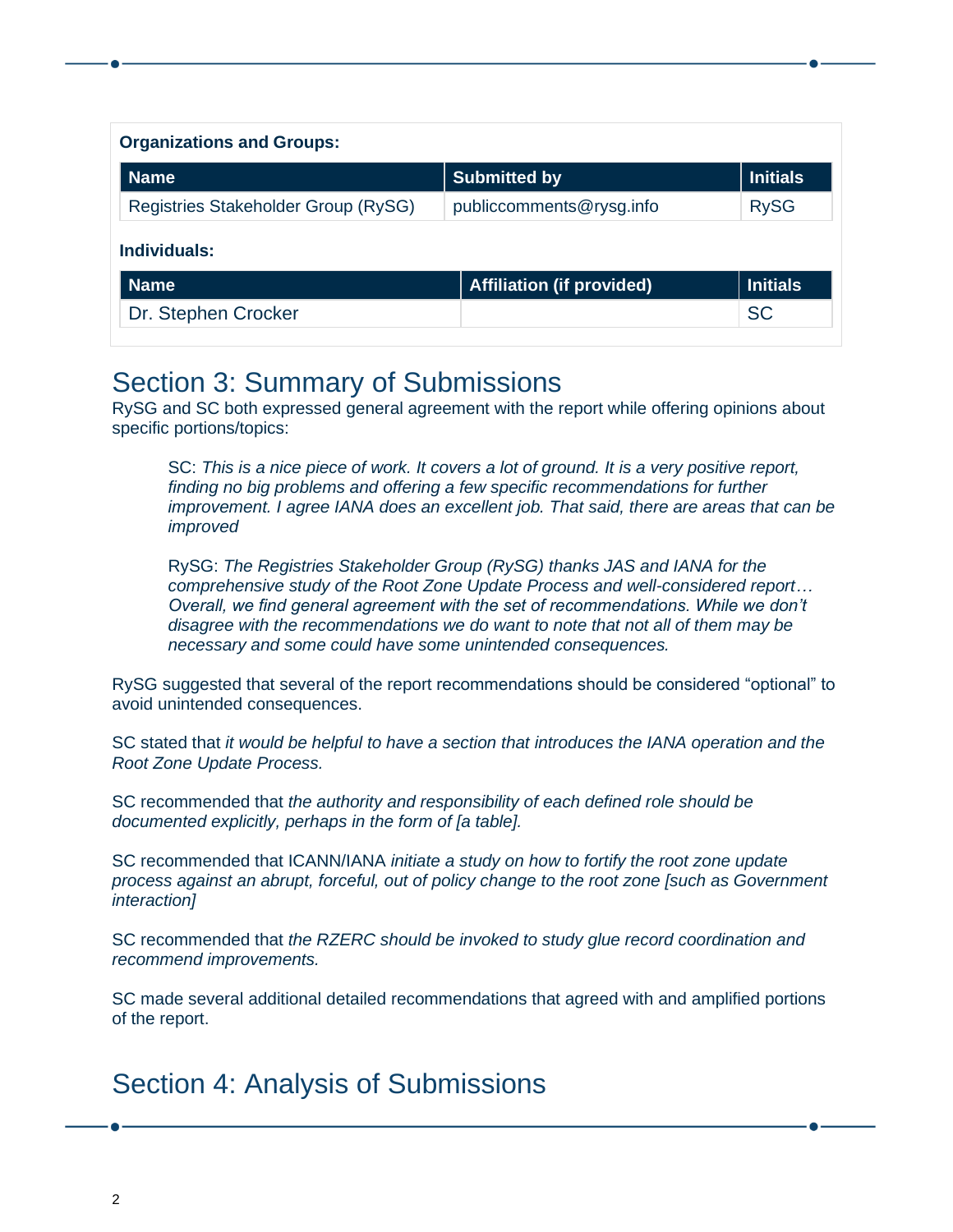**Organizations and Groups:**

| Name | Submitted by | Initials |
| --- | --- | --- |
| Registries Stakeholder Group (RySG) | publiccomments@rysg.info | RySG |

**Individuals:**

| Name | Affiliation (if provided) | Initials |
| --- | --- | --- |
| Dr. Stephen Crocker | | SC |

# Section 3: Summary of Submissions

RySG and SC both expressed general agreement with the report while offering opinions about specific portions/topics:

> SC: *This is a nice piece of work. It covers a lot of ground. It is a very positive report, finding no big problems and offering a few specific recommendations for further improvement. I agree IANA does an excellent job. That said, there are areas that can be improved*
>
> RySG: *The Registries Stakeholder Group (RySG) thanks JAS and IANA for the comprehensive study of the Root Zone Update Process and well-considered report… Overall, we find general agreement with the set of recommendations. While we don't disagree with the recommendations we do want to note that not all of them may be necessary and some could have some unintended consequences.*

RySG suggested that several of the report recommendations should be considered "optional" to avoid unintended consequences.

SC stated that *it would be helpful to have a section that introduces the IANA operation and the Root Zone Update Process.*

SC recommended that *the authority and responsibility of each defined role should be documented explicitly, perhaps in the form of [a table].*

SC recommended that ICANN/IANA *initiate a study on how to fortify the root zone update process against an abrupt, forceful, out of policy change to the root zone [such as Government interaction]*

SC recommended that *the RZERC should be invoked to study glue record coordination and recommend improvements.*

SC made several additional detailed recommendations that agreed with and amplified portions of the report.

# Section 4: Analysis of Submissions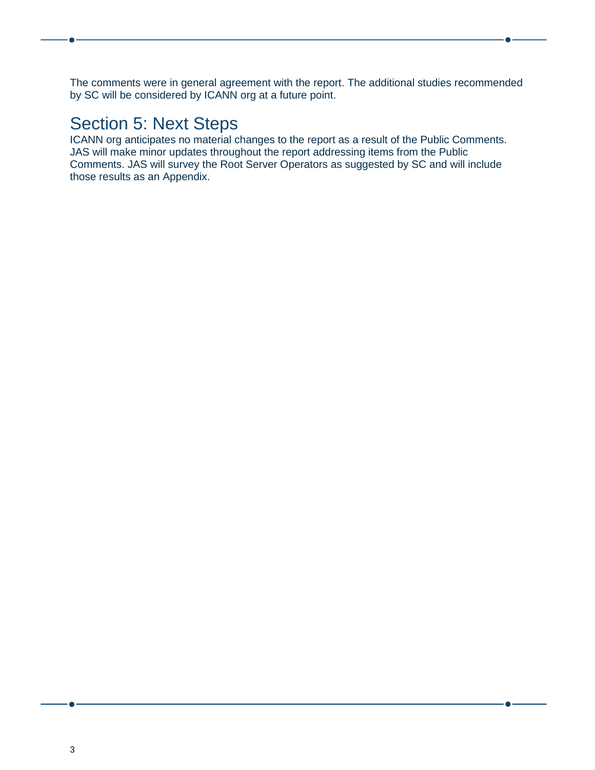The comments were in general agreement with the report. The additional studies recommended by SC will be considered by ICANN org at a future point.

## Section 5: Next Steps

ICANN org anticipates no material changes to the report as a result of the Public Comments. JAS will make minor updates throughout the report addressing items from the Public Comments. JAS will survey the Root Server Operators as suggested by SC and will include those results as an Appendix.